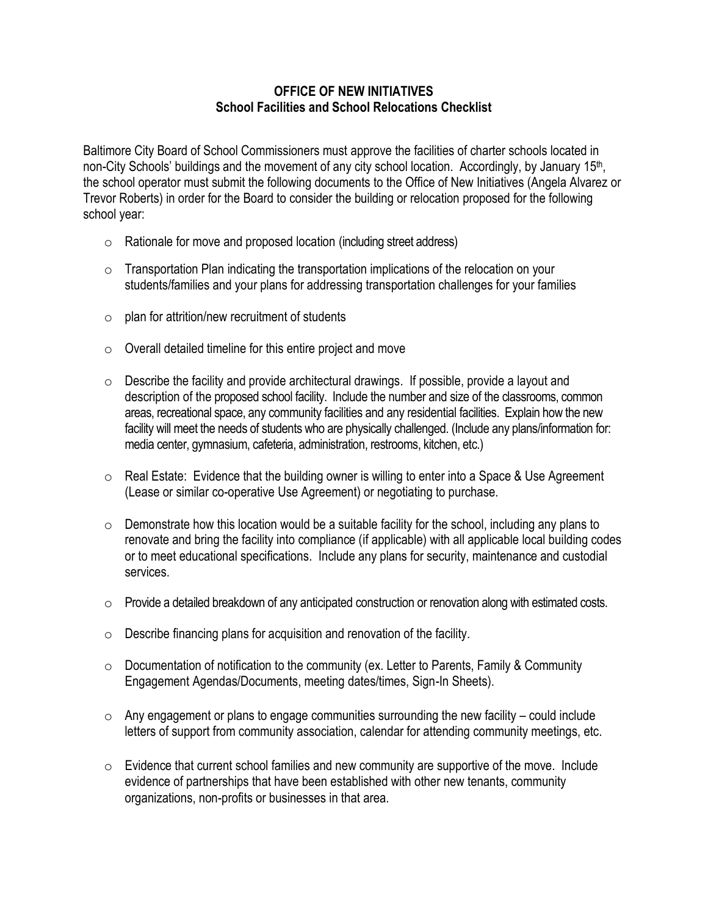# OFFICE OF NEW INITIATIVES
## School Facilities and School Relocations Checklist

Baltimore City Board of School Commissioners must approve the facilities of charter schools located in non-City Schools' buildings and the movement of any city school location. Accordingly, by January 15th, the school operator must submit the following documents to the Office of New Initiatives (Angela Alvarez or Trevor Roberts) in order for the Board to consider the building or relocation proposed for the following school year:

- Rationale for move and proposed location (including street address)
- Transportation Plan indicating the transportation implications of the relocation on your students/families and your plans for addressing transportation challenges for your families
- plan for attrition/new recruitment of students
- Overall detailed timeline for this entire project and move
- Describe the facility and provide architectural drawings. If possible, provide a layout and description of the proposed school facility. Include the number and size of the classrooms, common areas, recreational space, any community facilities and any residential facilities. Explain how the new facility will meet the needs of students who are physically challenged. (Include any plans/information for: media center, gymnasium, cafeteria, administration, restrooms, kitchen, etc.)
- Real Estate: Evidence that the building owner is willing to enter into a Space & Use Agreement (Lease or similar co-operative Use Agreement) or negotiating to purchase.
- Demonstrate how this location would be a suitable facility for the school, including any plans to renovate and bring the facility into compliance (if applicable) with all applicable local building codes or to meet educational specifications. Include any plans for security, maintenance and custodial services.
- Provide a detailed breakdown of any anticipated construction or renovation along with estimated costs.
- Describe financing plans for acquisition and renovation of the facility.
- Documentation of notification to the community (ex. Letter to Parents, Family & Community Engagement Agendas/Documents, meeting dates/times, Sign-In Sheets).
- Any engagement or plans to engage communities surrounding the new facility – could include letters of support from community association, calendar for attending community meetings, etc.
- Evidence that current school families and new community are supportive of the move. Include evidence of partnerships that have been established with other new tenants, community organizations, non-profits or businesses in that area.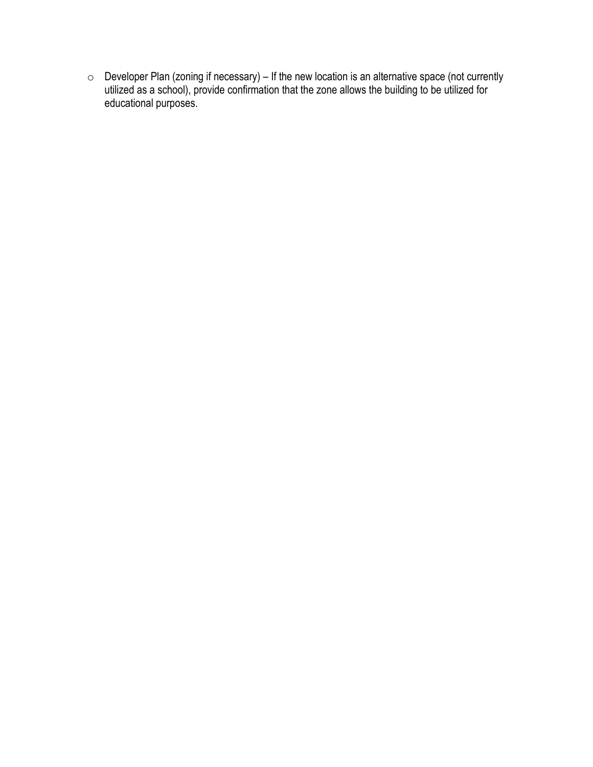- Developer Plan (zoning if necessary) – If the new location is an alternative space (not currently utilized as a school), provide confirmation that the zone allows the building to be utilized for educational purposes.